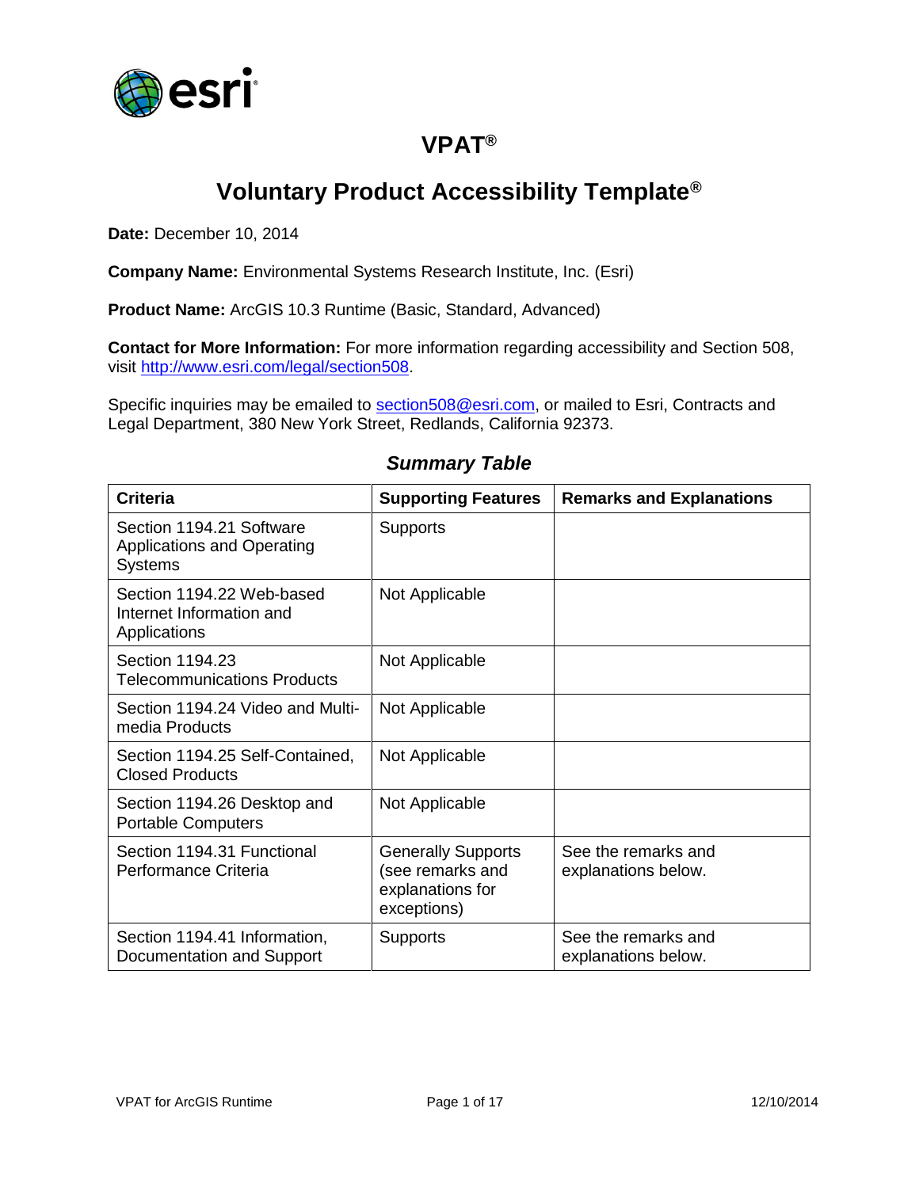# VPAT®

## Voluntary Product Accessibility Template®

**Date:** December 10, 2014

**Company Name:** Environmental Systems Research Institute, Inc. (Esri)

**Product Name:** ArcGIS 10.3 Runtime (Basic, Standard, Advanced)

**Contact for More Information:** For more information regarding accessibility and Section 508, visit http://www.esri.com/legal/section508.

Specific inquiries may be emailed to section508@esri.com, or mailed to Esri, Contracts and Legal Department, 380 New York Street, Redlands, California 92373.

### *Summary Table*

| Criteria | Supporting Features | Remarks and Explanations |
|---|---|---|
| Section 1194.21 Software Applications and Operating Systems | Supports | |
| Section 1194.22 Web-based Internet Information and Applications | Not Applicable | |
| Section 1194.23 Telecommunications Products | Not Applicable | |
| Section 1194.24 Video and Multi-media Products | Not Applicable | |
| Section 1194.25 Self-Contained, Closed Products | Not Applicable | |
| Section 1194.26 Desktop and Portable Computers | Not Applicable | |
| Section 1194.31 Functional Performance Criteria | Generally Supports (see remarks and explanations for exceptions) | See the remarks and explanations below. |
| Section 1194.41 Information, Documentation and Support | Supports | See the remarks and explanations below. |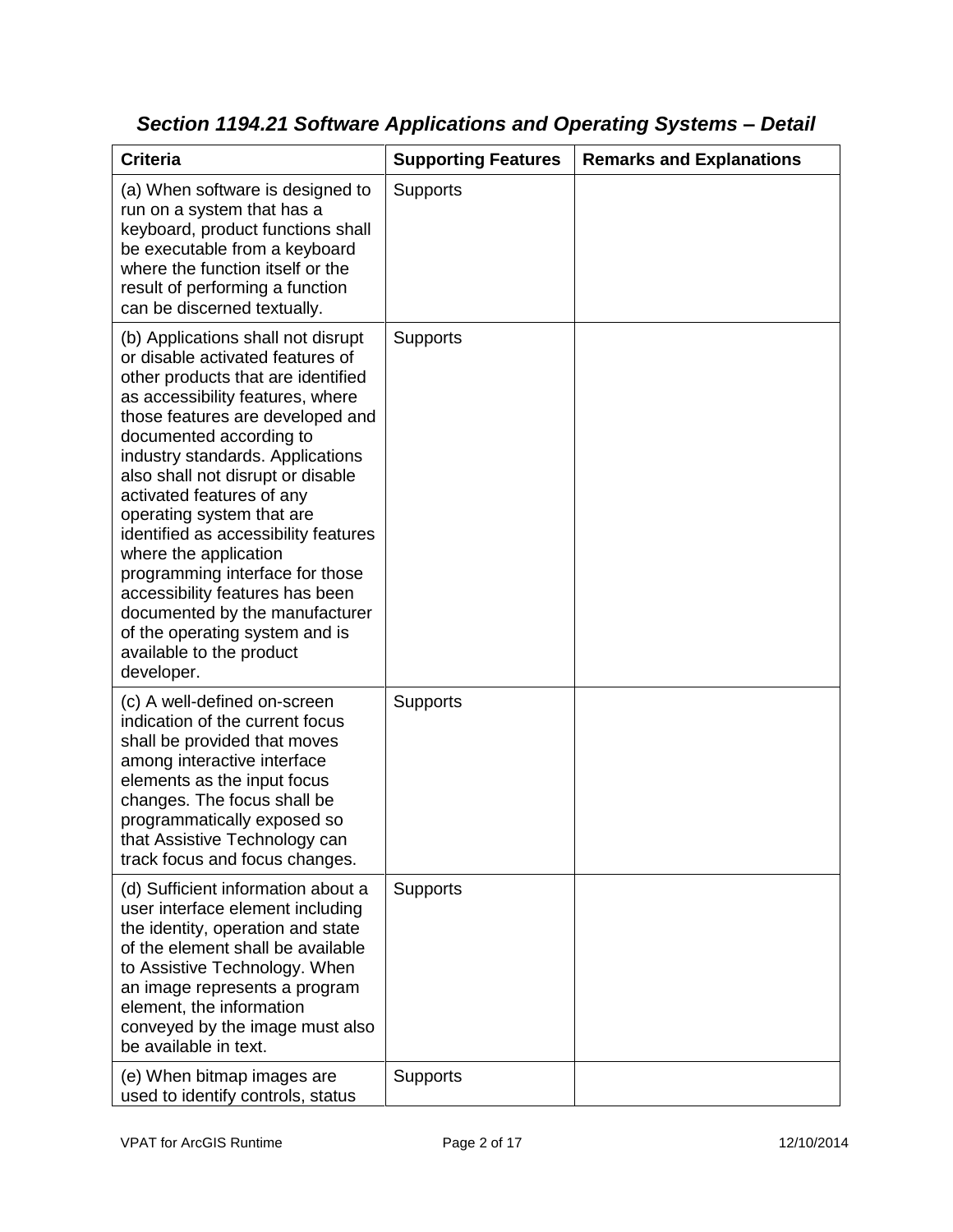## *Section 1194.21 Software Applications and Operating Systems – Detail*

| Criteria | Supporting Features | Remarks and Explanations |
| --- | --- | --- |
| (a) When software is designed to run on a system that has a keyboard, product functions shall be executable from a keyboard where the function itself or the result of performing a function can be discerned textually. | Supports | |
| (b) Applications shall not disrupt or disable activated features of other products that are identified as accessibility features, where those features are developed and documented according to industry standards. Applications also shall not disrupt or disable activated features of any operating system that are identified as accessibility features where the application programming interface for those accessibility features has been documented by the manufacturer of the operating system and is available to the product developer. | Supports | |
| (c) A well-defined on-screen indication of the current focus shall be provided that moves among interactive interface elements as the input focus changes. The focus shall be programmatically exposed so that Assistive Technology can track focus and focus changes. | Supports | |
| (d) Sufficient information about a user interface element including the identity, operation and state of the element shall be available to Assistive Technology. When an image represents a program element, the information conveyed by the image must also be available in text. | Supports | |
| (e) When bitmap images are used to identify controls, status | Supports | |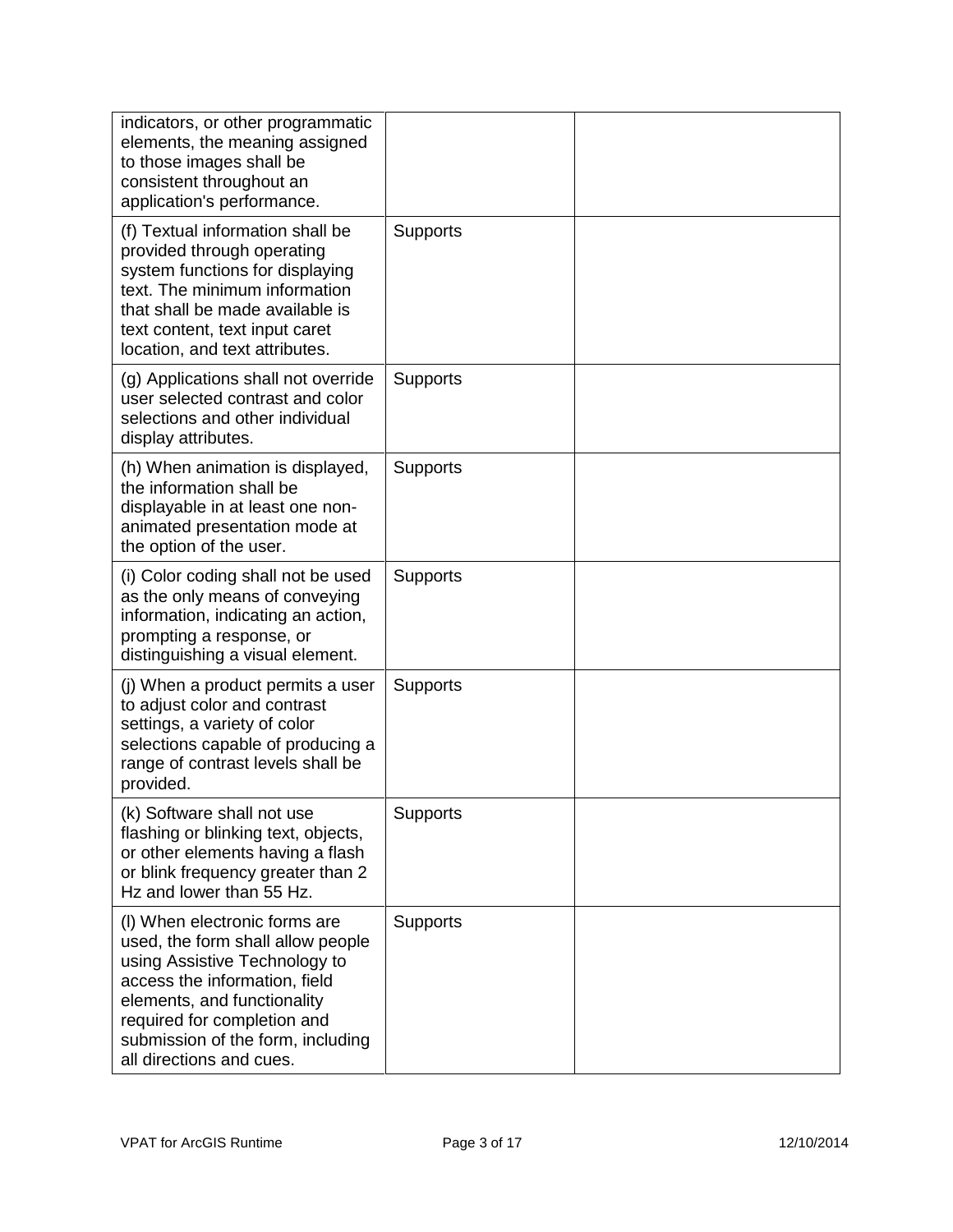| | | |
|---|---|---|
| indicators, or other programmatic elements, the meaning assigned to those images shall be consistent throughout an application's performance. | | |
| (f) Textual information shall be provided through operating system functions for displaying text. The minimum information that shall be made available is text content, text input caret location, and text attributes. | Supports | |
| (g) Applications shall not override user selected contrast and color selections and other individual display attributes. | Supports | |
| (h) When animation is displayed, the information shall be displayable in at least one non-animated presentation mode at the option of the user. | Supports | |
| (i) Color coding shall not be used as the only means of conveying information, indicating an action, prompting a response, or distinguishing a visual element. | Supports | |
| (j) When a product permits a user to adjust color and contrast settings, a variety of color selections capable of producing a range of contrast levels shall be provided. | Supports | |
| (k) Software shall not use flashing or blinking text, objects, or other elements having a flash or blink frequency greater than 2 Hz and lower than 55 Hz. | Supports | |
| (l) When electronic forms are used, the form shall allow people using Assistive Technology to access the information, field elements, and functionality required for completion and submission of the form, including all directions and cues. | Supports | |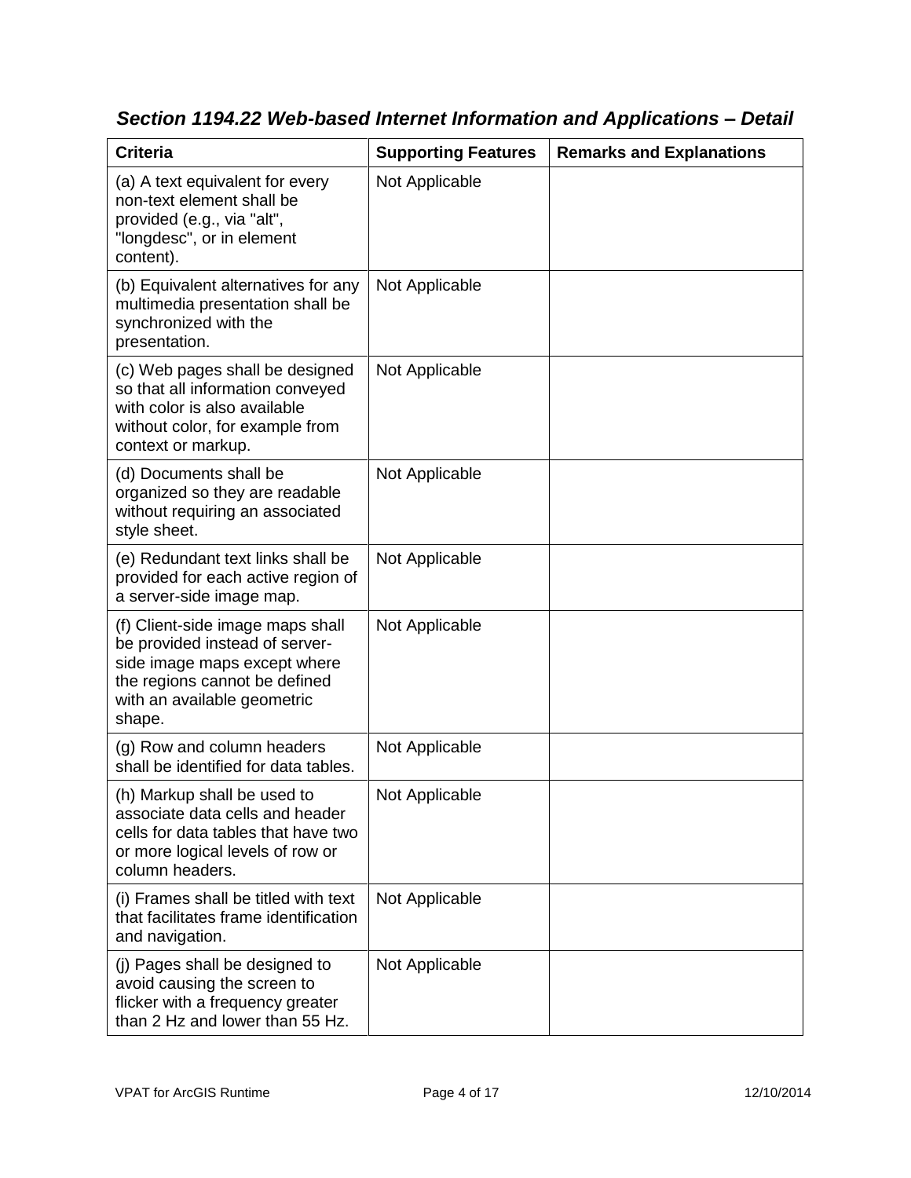### *Section 1194.22 Web-based Internet Information and Applications – Detail*

| Criteria | Supporting Features | Remarks and Explanations |
|---|---|---|
| (a) A text equivalent for every non-text element shall be provided (e.g., via "alt", "longdesc", or in element content). | Not Applicable | |
| (b) Equivalent alternatives for any multimedia presentation shall be synchronized with the presentation. | Not Applicable | |
| (c) Web pages shall be designed so that all information conveyed with color is also available without color, for example from context or markup. | Not Applicable | |
| (d) Documents shall be organized so they are readable without requiring an associated style sheet. | Not Applicable | |
| (e) Redundant text links shall be provided for each active region of a server-side image map. | Not Applicable | |
| (f) Client-side image maps shall be provided instead of server-side image maps except where the regions cannot be defined with an available geometric shape. | Not Applicable | |
| (g) Row and column headers shall be identified for data tables. | Not Applicable | |
| (h) Markup shall be used to associate data cells and header cells for data tables that have two or more logical levels of row or column headers. | Not Applicable | |
| (i) Frames shall be titled with text that facilitates frame identification and navigation. | Not Applicable | |
| (j) Pages shall be designed to avoid causing the screen to flicker with a frequency greater than 2 Hz and lower than 55 Hz. | Not Applicable | |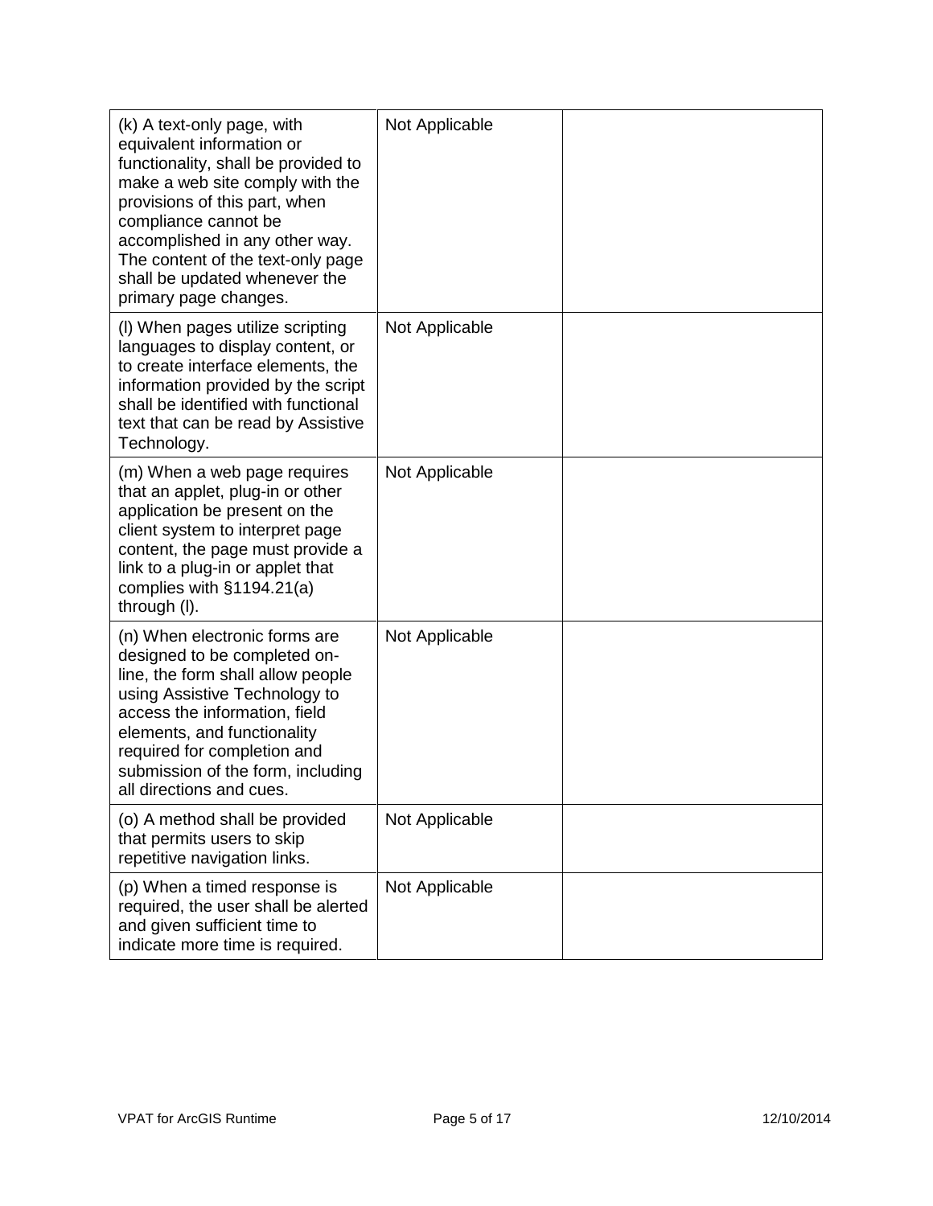| | | |
|---|---|---|
| (k) A text-only page, with equivalent information or functionality, shall be provided to make a web site comply with the provisions of this part, when compliance cannot be accomplished in any other way. The content of the text-only page shall be updated whenever the primary page changes. | Not Applicable | |
| (l) When pages utilize scripting languages to display content, or to create interface elements, the information provided by the script shall be identified with functional text that can be read by Assistive Technology. | Not Applicable | |
| (m) When a web page requires that an applet, plug-in or other application be present on the client system to interpret page content, the page must provide a link to a plug-in or applet that complies with §1194.21(a) through (l). | Not Applicable | |
| (n) When electronic forms are designed to be completed on-line, the form shall allow people using Assistive Technology to access the information, field elements, and functionality required for completion and submission of the form, including all directions and cues. | Not Applicable | |
| (o) A method shall be provided that permits users to skip repetitive navigation links. | Not Applicable | |
| (p) When a timed response is required, the user shall be alerted and given sufficient time to indicate more time is required. | Not Applicable | |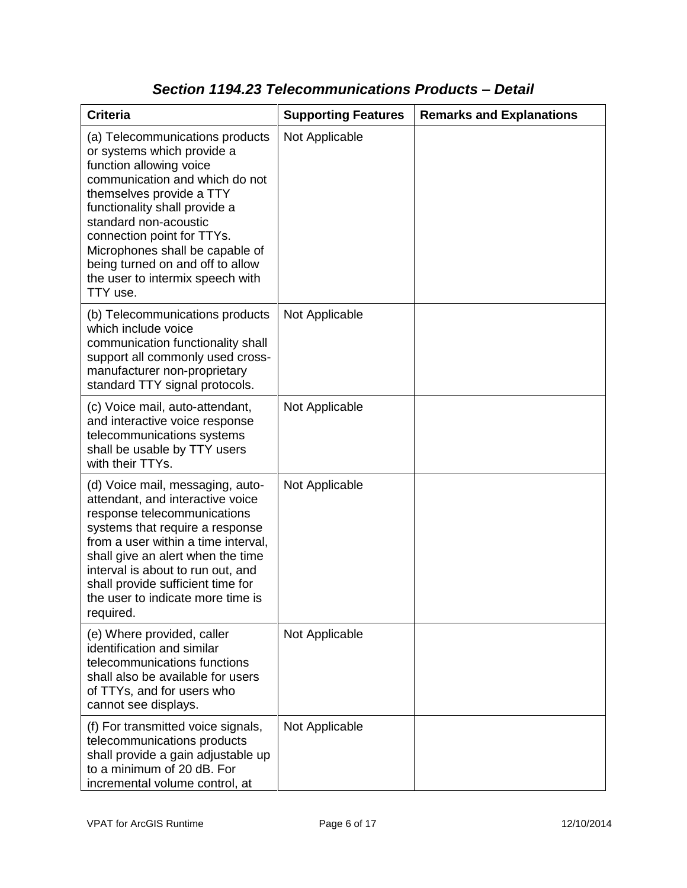### *Section 1194.23 Telecommunications Products – Detail*

| Criteria | Supporting Features | Remarks and Explanations |
|---|---|---|
| (a) Telecommunications products or systems which provide a function allowing voice communication and which do not themselves provide a TTY functionality shall provide a standard non-acoustic connection point for TTYs. Microphones shall be capable of being turned on and off to allow the user to intermix speech with TTY use. | Not Applicable | |
| (b) Telecommunications products which include voice communication functionality shall support all commonly used cross-manufacturer non-proprietary standard TTY signal protocols. | Not Applicable | |
| (c) Voice mail, auto-attendant, and interactive voice response telecommunications systems shall be usable by TTY users with their TTYs. | Not Applicable | |
| (d) Voice mail, messaging, auto-attendant, and interactive voice response telecommunications systems that require a response from a user within a time interval, shall give an alert when the time interval is about to run out, and shall provide sufficient time for the user to indicate more time is required. | Not Applicable | |
| (e) Where provided, caller identification and similar telecommunications functions shall also be available for users of TTYs, and for users who cannot see displays. | Not Applicable | |
| (f) For transmitted voice signals, telecommunications products shall provide a gain adjustable up to a minimum of 20 dB. For incremental volume control, at | Not Applicable | |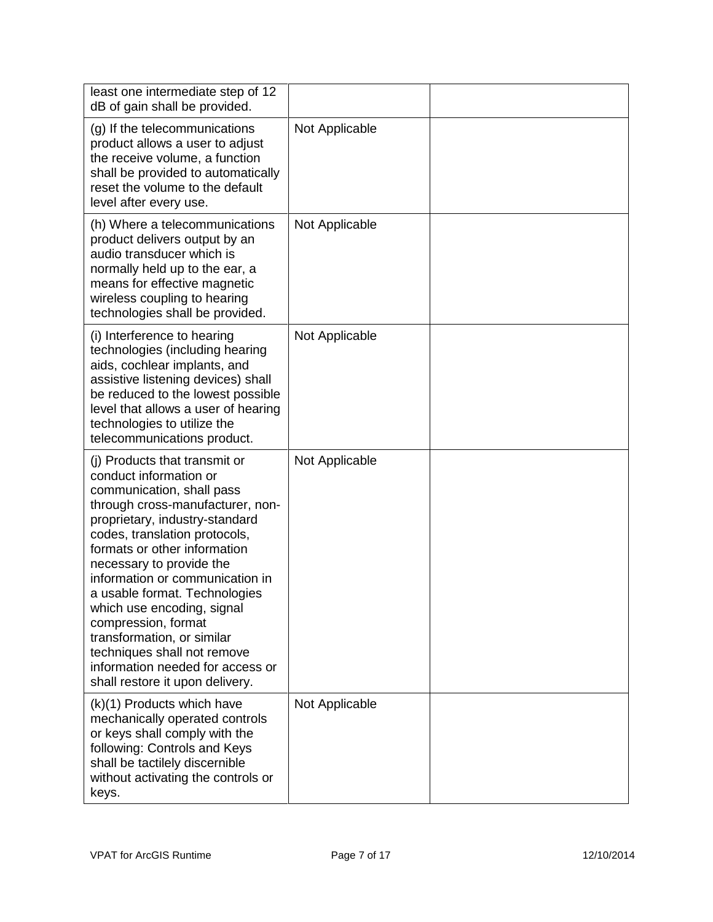| | | |
|---|---|---|
| least one intermediate step of 12 dB of gain shall be provided. | | |
| (g) If the telecommunications product allows a user to adjust the receive volume, a function shall be provided to automatically reset the volume to the default level after every use. | Not Applicable | |
| (h) Where a telecommunications product delivers output by an audio transducer which is normally held up to the ear, a means for effective magnetic wireless coupling to hearing technologies shall be provided. | Not Applicable | |
| (i) Interference to hearing technologies (including hearing aids, cochlear implants, and assistive listening devices) shall be reduced to the lowest possible level that allows a user of hearing technologies to utilize the telecommunications product. | Not Applicable | |
| (j) Products that transmit or conduct information or communication, shall pass through cross-manufacturer, non-proprietary, industry-standard codes, translation protocols, formats or other information necessary to provide the information or communication in a usable format. Technologies which use encoding, signal compression, format transformation, or similar techniques shall not remove information needed for access or shall restore it upon delivery. | Not Applicable | |
| (k)(1) Products which have mechanically operated controls or keys shall comply with the following: Controls and Keys shall be tactilely discernible without activating the controls or keys. | Not Applicable | |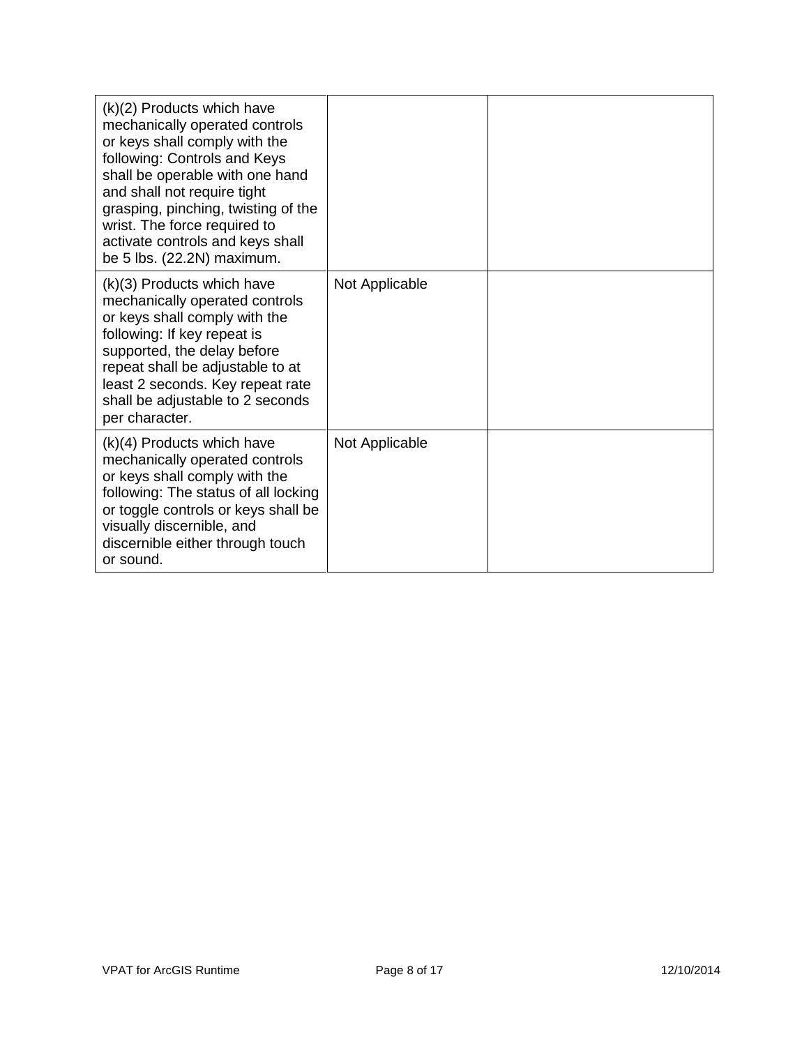| | | |
|---|---|---|
| (k)(2) Products which have mechanically operated controls or keys shall comply with the following: Controls and Keys shall be operable with one hand and shall not require tight grasping, pinching, twisting of the wrist. The force required to activate controls and keys shall be 5 lbs. (22.2N) maximum. | | |
| (k)(3) Products which have mechanically operated controls or keys shall comply with the following: If key repeat is supported, the delay before repeat shall be adjustable to at least 2 seconds. Key repeat rate shall be adjustable to 2 seconds per character. | Not Applicable | |
| (k)(4) Products which have mechanically operated controls or keys shall comply with the following: The status of all locking or toggle controls or keys shall be visually discernible, and discernible either through touch or sound. | Not Applicable | |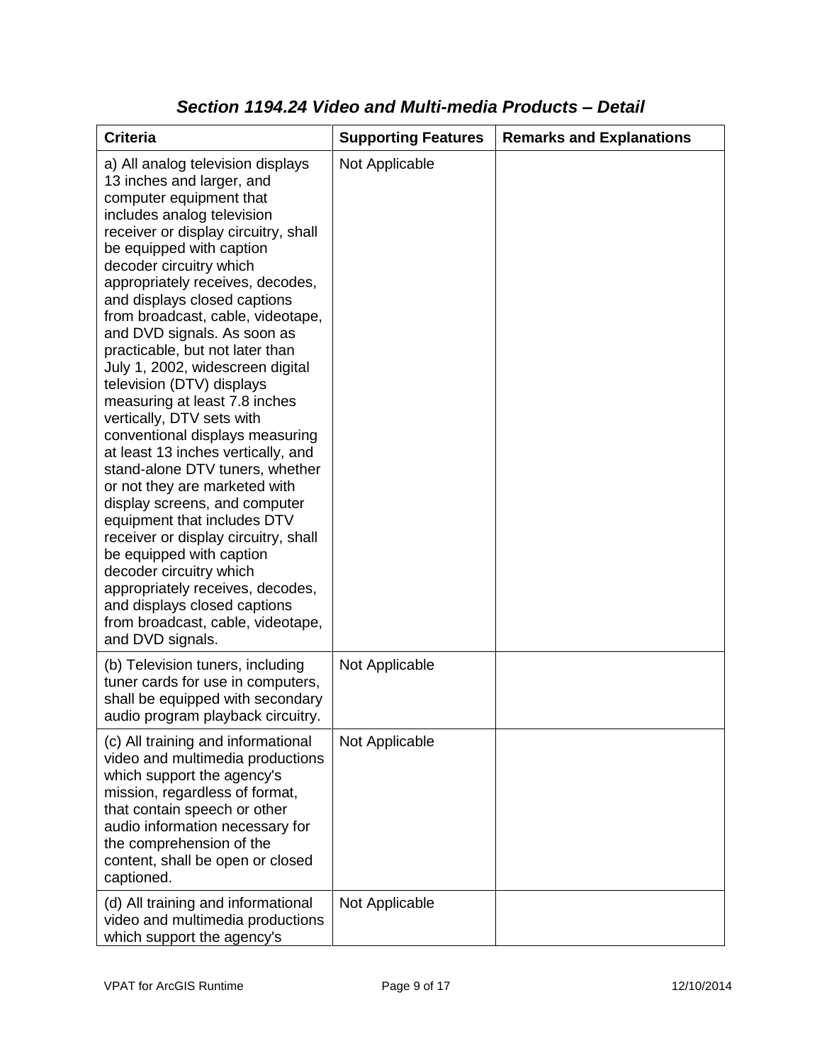### *Section 1194.24 Video and Multi-media Products – Detail*

| Criteria | Supporting Features | Remarks and Explanations |
|---|---|---|
| a) All analog television displays 13 inches and larger, and computer equipment that includes analog television receiver or display circuitry, shall be equipped with caption decoder circuitry which appropriately receives, decodes, and displays closed captions from broadcast, cable, videotape, and DVD signals. As soon as practicable, but not later than July 1, 2002, widescreen digital television (DTV) displays measuring at least 7.8 inches vertically, DTV sets with conventional displays measuring at least 13 inches vertically, and stand-alone DTV tuners, whether or not they are marketed with display screens, and computer equipment that includes DTV receiver or display circuitry, shall be equipped with caption decoder circuitry which appropriately receives, decodes, and displays closed captions from broadcast, cable, videotape, and DVD signals. | Not Applicable | |
| (b) Television tuners, including tuner cards for use in computers, shall be equipped with secondary audio program playback circuitry. | Not Applicable | |
| (c) All training and informational video and multimedia productions which support the agency's mission, regardless of format, that contain speech or other audio information necessary for the comprehension of the content, shall be open or closed captioned. | Not Applicable | |
| (d) All training and informational video and multimedia productions which support the agency's | Not Applicable | |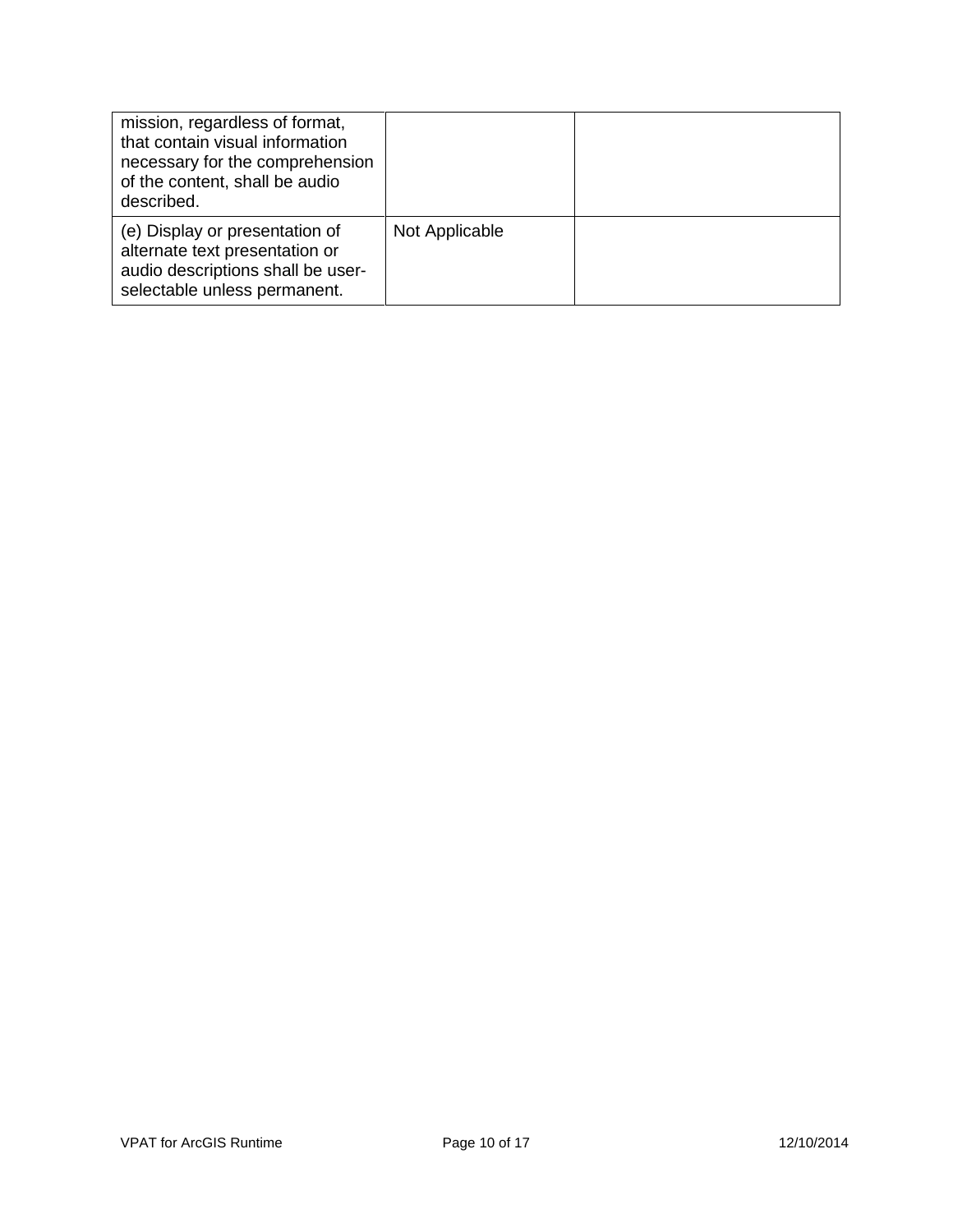| | | |
|---|---|---|
| mission, regardless of format, that contain visual information necessary for the comprehension of the content, shall be audio described. | | |
| (e) Display or presentation of alternate text presentation or audio descriptions shall be user-selectable unless permanent. | Not Applicable | |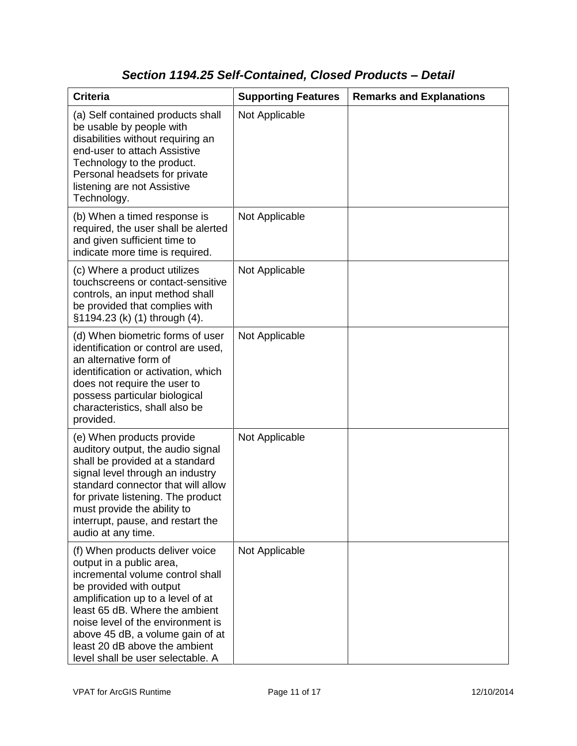### *Section 1194.25 Self-Contained, Closed Products – Detail*

| Criteria | Supporting Features | Remarks and Explanations |
|---|---|---|
| (a) Self contained products shall be usable by people with disabilities without requiring an end-user to attach Assistive Technology to the product. Personal headsets for private listening are not Assistive Technology. | Not Applicable | |
| (b) When a timed response is required, the user shall be alerted and given sufficient time to indicate more time is required. | Not Applicable | |
| (c) Where a product utilizes touchscreens or contact-sensitive controls, an input method shall be provided that complies with §1194.23 (k) (1) through (4). | Not Applicable | |
| (d) When biometric forms of user identification or control are used, an alternative form of identification or activation, which does not require the user to possess particular biological characteristics, shall also be provided. | Not Applicable | |
| (e) When products provide auditory output, the audio signal shall be provided at a standard signal level through an industry standard connector that will allow for private listening. The product must provide the ability to interrupt, pause, and restart the audio at any time. | Not Applicable | |
| (f) When products deliver voice output in a public area, incremental volume control shall be provided with output amplification up to a level of at least 65 dB. Where the ambient noise level of the environment is above 45 dB, a volume gain of at least 20 dB above the ambient level shall be user selectable. A | Not Applicable | |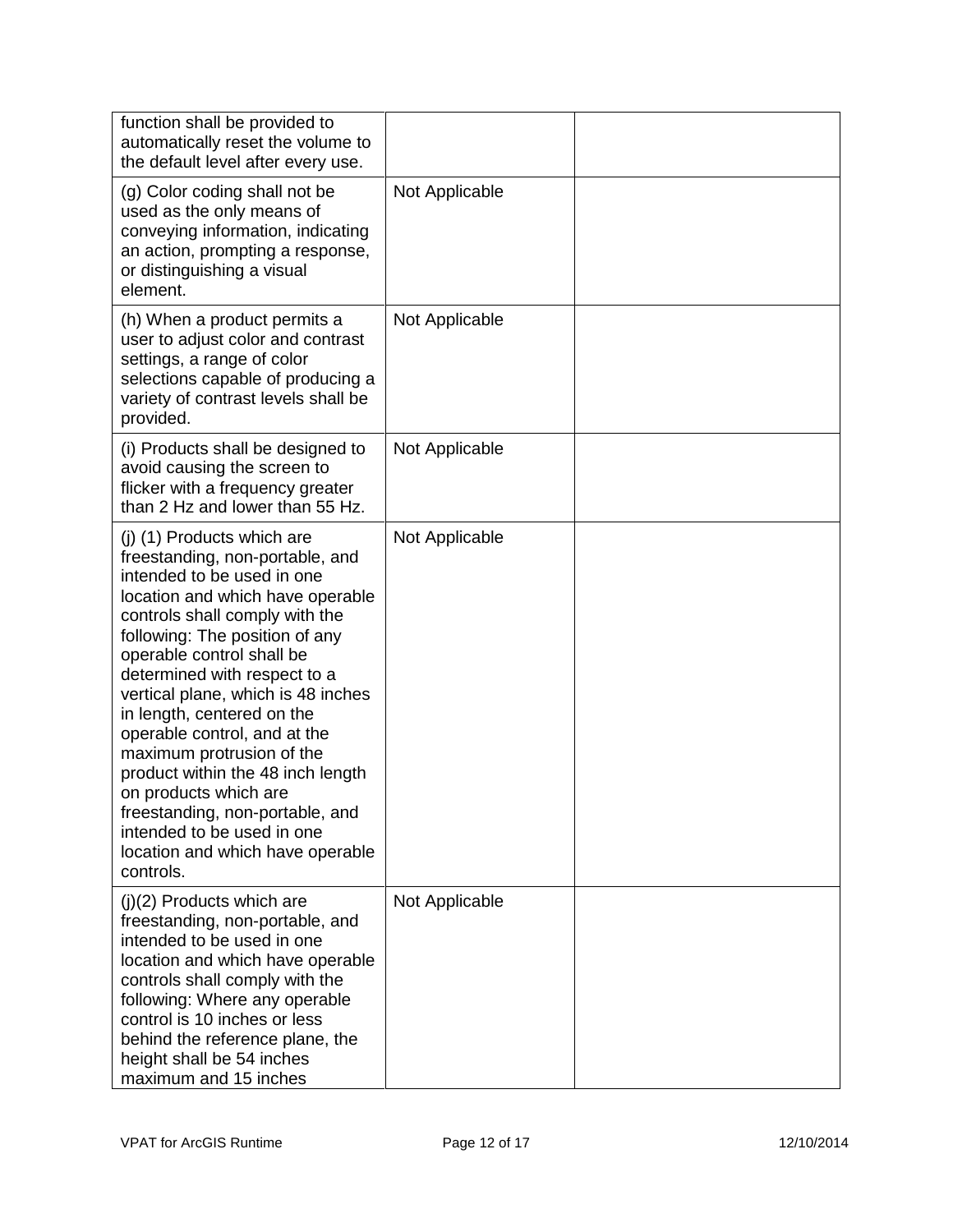| | | |
|---|---|---|
| function shall be provided to automatically reset the volume to the default level after every use. | | |
| (g) Color coding shall not be used as the only means of conveying information, indicating an action, prompting a response, or distinguishing a visual element. | Not Applicable | |
| (h) When a product permits a user to adjust color and contrast settings, a range of color selections capable of producing a variety of contrast levels shall be provided. | Not Applicable | |
| (i) Products shall be designed to avoid causing the screen to flicker with a frequency greater than 2 Hz and lower than 55 Hz. | Not Applicable | |
| (j) (1) Products which are freestanding, non-portable, and intended to be used in one location and which have operable controls shall comply with the following: The position of any operable control shall be determined with respect to a vertical plane, which is 48 inches in length, centered on the operable control, and at the maximum protrusion of the product within the 48 inch length on products which are freestanding, non-portable, and intended to be used in one location and which have operable controls. | Not Applicable | |
| (j)(2) Products which are freestanding, non-portable, and intended to be used in one location and which have operable controls shall comply with the following: Where any operable control is 10 inches or less behind the reference plane, the height shall be 54 inches maximum and 15 inches | Not Applicable | |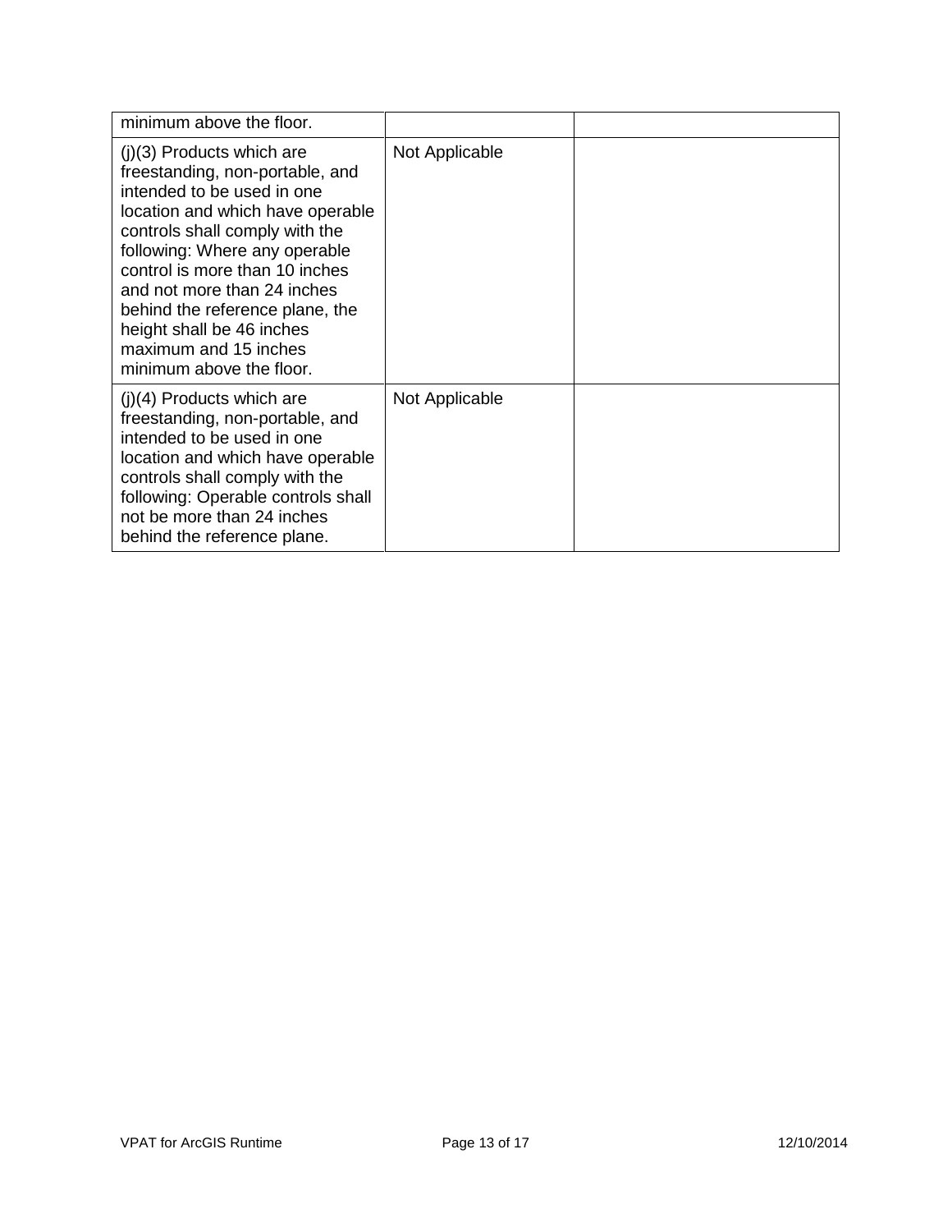| | | |
|---|---|---|
| minimum above the floor. | | |
| (j)(3) Products which are freestanding, non-portable, and intended to be used in one location and which have operable controls shall comply with the following: Where any operable control is more than 10 inches and not more than 24 inches behind the reference plane, the height shall be 46 inches maximum and 15 inches minimum above the floor. | Not Applicable | |
| (j)(4) Products which are freestanding, non-portable, and intended to be used in one location and which have operable controls shall comply with the following: Operable controls shall not be more than 24 inches behind the reference plane. | Not Applicable | |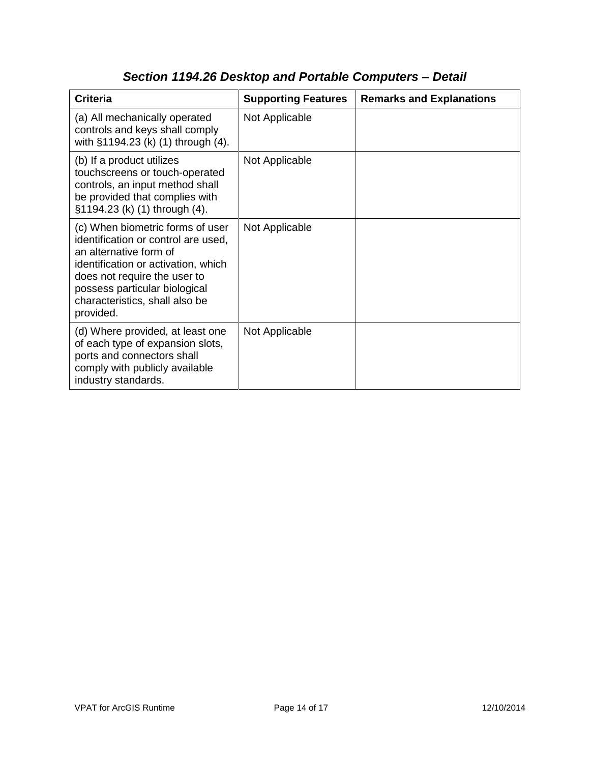## *Section 1194.26 Desktop and Portable Computers – Detail*

| Criteria | Supporting Features | Remarks and Explanations |
|---|---|---|
| (a) All mechanically operated controls and keys shall comply with §1194.23 (k) (1) through (4). | Not Applicable | |
| (b) If a product utilizes touchscreens or touch-operated controls, an input method shall be provided that complies with §1194.23 (k) (1) through (4). | Not Applicable | |
| (c) When biometric forms of user identification or control are used, an alternative form of identification or activation, which does not require the user to possess particular biological characteristics, shall also be provided. | Not Applicable | |
| (d) Where provided, at least one of each type of expansion slots, ports and connectors shall comply with publicly available industry standards. | Not Applicable | |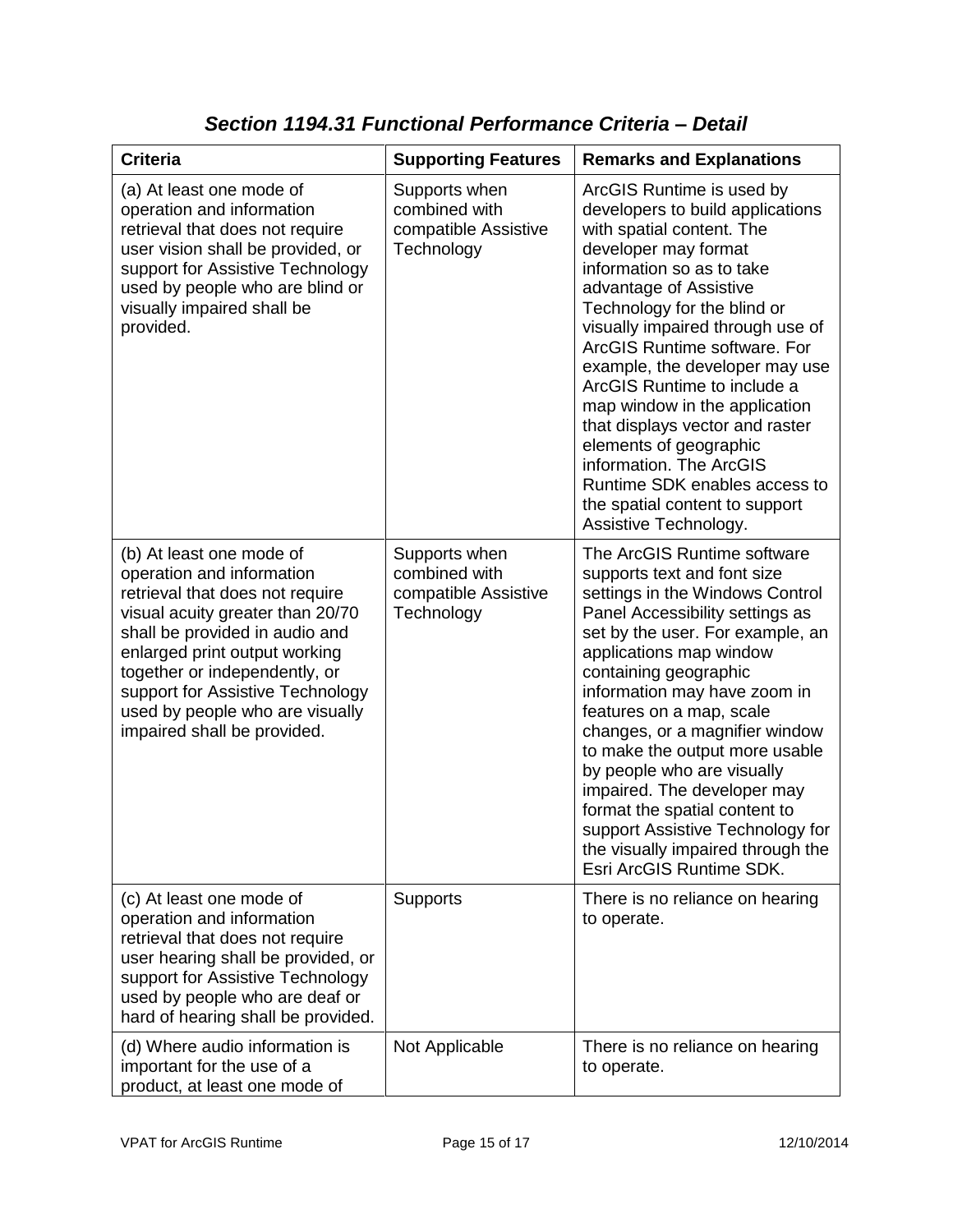## *Section 1194.31 Functional Performance Criteria – Detail*

| Criteria | Supporting Features | Remarks and Explanations |
| --- | --- | --- |
| (a) At least one mode of operation and information retrieval that does not require user vision shall be provided, or support for Assistive Technology used by people who are blind or visually impaired shall be provided. | Supports when combined with compatible Assistive Technology | ArcGIS Runtime is used by developers to build applications with spatial content. The developer may format information so as to take advantage of Assistive Technology for the blind or visually impaired through use of ArcGIS Runtime software. For example, the developer may use ArcGIS Runtime to include a map window in the application that displays vector and raster elements of geographic information. The ArcGIS Runtime SDK enables access to the spatial content to support Assistive Technology. |
| (b) At least one mode of operation and information retrieval that does not require visual acuity greater than 20/70 shall be provided in audio and enlarged print output working together or independently, or support for Assistive Technology used by people who are visually impaired shall be provided. | Supports when combined with compatible Assistive Technology | The ArcGIS Runtime software supports text and font size settings in the Windows Control Panel Accessibility settings as set by the user. For example, an applications map window containing geographic information may have zoom in features on a map, scale changes, or a magnifier window to make the output more usable by people who are visually impaired. The developer may format the spatial content to support Assistive Technology for the visually impaired through the Esri ArcGIS Runtime SDK. |
| (c) At least one mode of operation and information retrieval that does not require user hearing shall be provided, or support for Assistive Technology used by people who are deaf or hard of hearing shall be provided. | Supports | There is no reliance on hearing to operate. |
| (d) Where audio information is important for the use of a product, at least one mode of | Not Applicable | There is no reliance on hearing to operate. |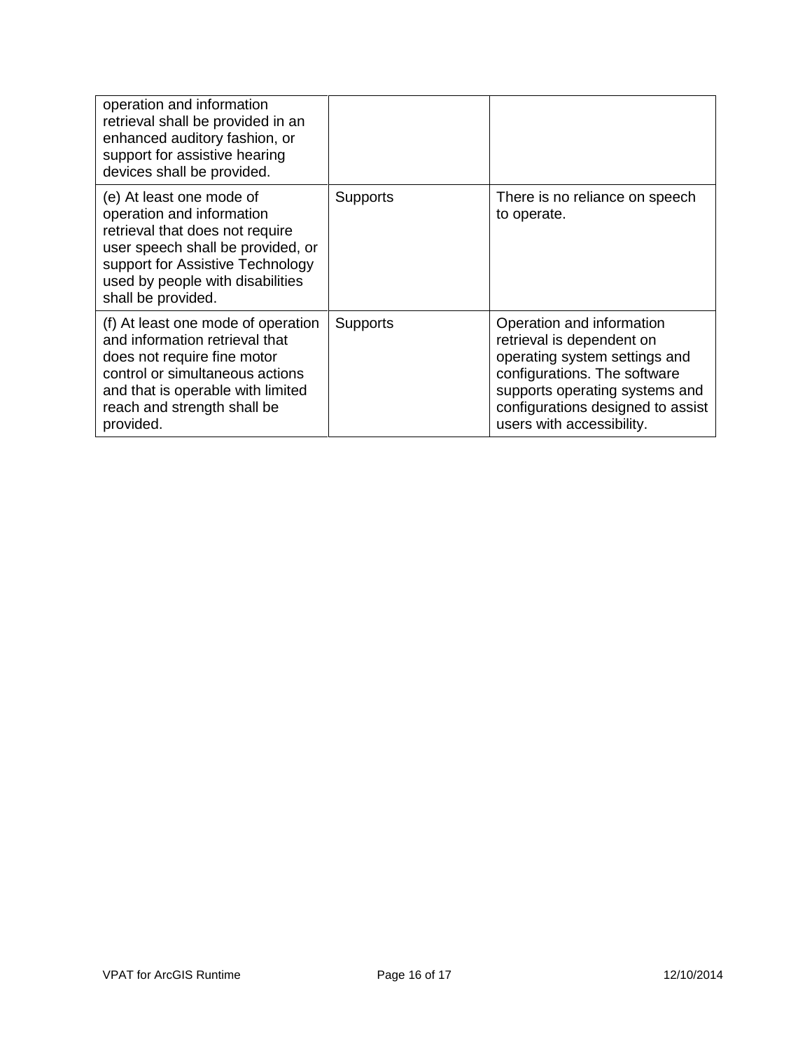| | | |
|---|---|---|
| operation and information retrieval shall be provided in an enhanced auditory fashion, or support for assistive hearing devices shall be provided. | | |
| (e) At least one mode of operation and information retrieval that does not require user speech shall be provided, or support for Assistive Technology used by people with disabilities shall be provided. | Supports | There is no reliance on speech to operate. |
| (f) At least one mode of operation and information retrieval that does not require fine motor control or simultaneous actions and that is operable with limited reach and strength shall be provided. | Supports | Operation and information retrieval is dependent on operating system settings and configurations. The software supports operating systems and configurations designed to assist users with accessibility. |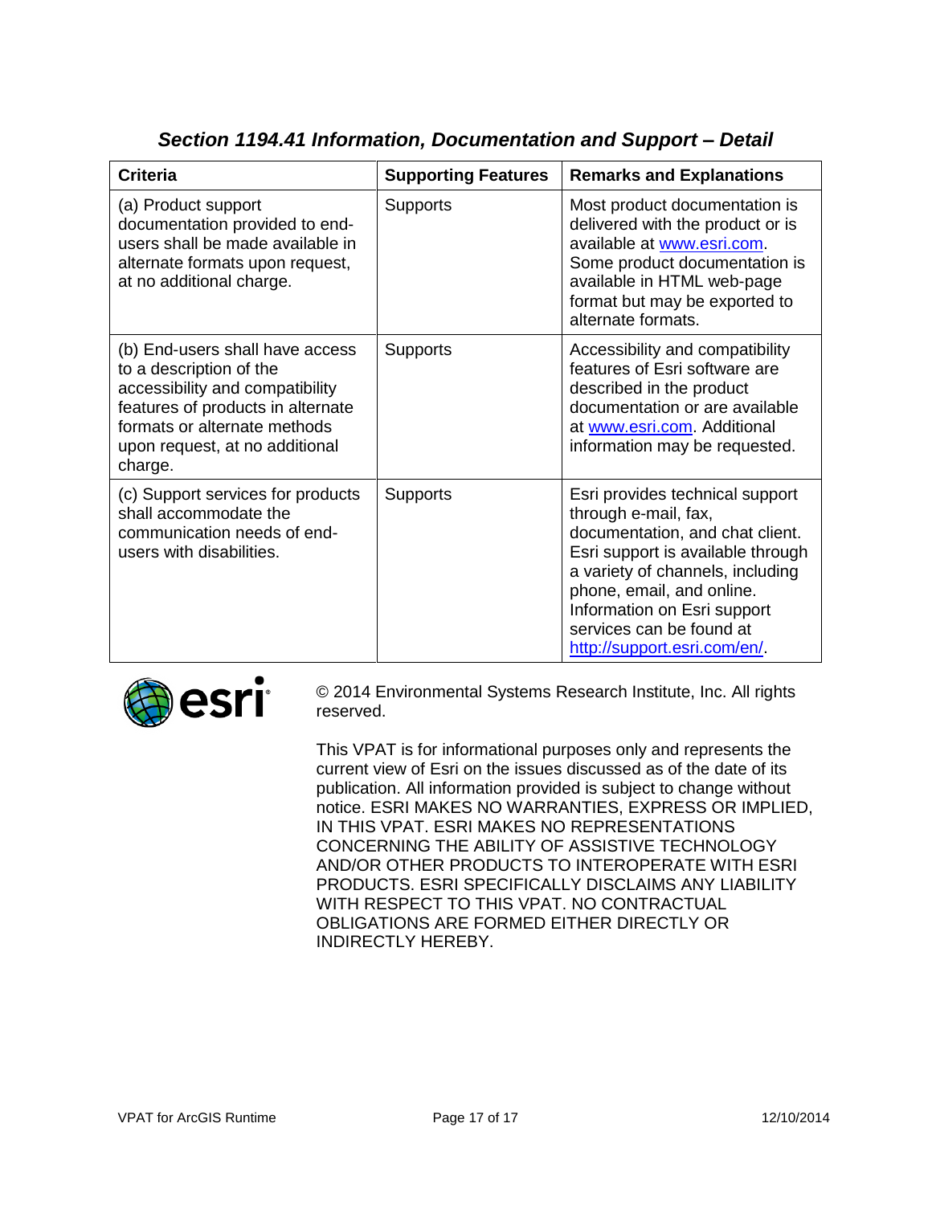### *Section 1194.41 Information, Documentation and Support – Detail*

| Criteria | Supporting Features | Remarks and Explanations |
|---|---|---|
| (a) Product support documentation provided to end-users shall be made available in alternate formats upon request, at no additional charge. | Supports | Most product documentation is delivered with the product or is available at www.esri.com. Some product documentation is available in HTML web-page format but may be exported to alternate formats. |
| (b) End-users shall have access to a description of the accessibility and compatibility features of products in alternate formats or alternate methods upon request, at no additional charge. | Supports | Accessibility and compatibility features of Esri software are described in the product documentation or are available at www.esri.com. Additional information may be requested. |
| (c) Support services for products shall accommodate the communication needs of end-users with disabilities. | Supports | Esri provides technical support through e-mail, fax, documentation, and chat client. Esri support is available through a variety of channels, including phone, email, and online. Information on Esri support services can be found at http://support.esri.com/en/. |

© 2014 Environmental Systems Research Institute, Inc. All rights reserved.

This VPAT is for informational purposes only and represents the current view of Esri on the issues discussed as of the date of its publication. All information provided is subject to change without notice. ESRI MAKES NO WARRANTIES, EXPRESS OR IMPLIED, IN THIS VPAT. ESRI MAKES NO REPRESENTATIONS CONCERNING THE ABILITY OF ASSISTIVE TECHNOLOGY AND/OR OTHER PRODUCTS TO INTEROPERATE WITH ESRI PRODUCTS. ESRI SPECIFICALLY DISCLAIMS ANY LIABILITY WITH RESPECT TO THIS VPAT. NO CONTRACTUAL OBLIGATIONS ARE FORMED EITHER DIRECTLY OR INDIRECTLY HEREBY.